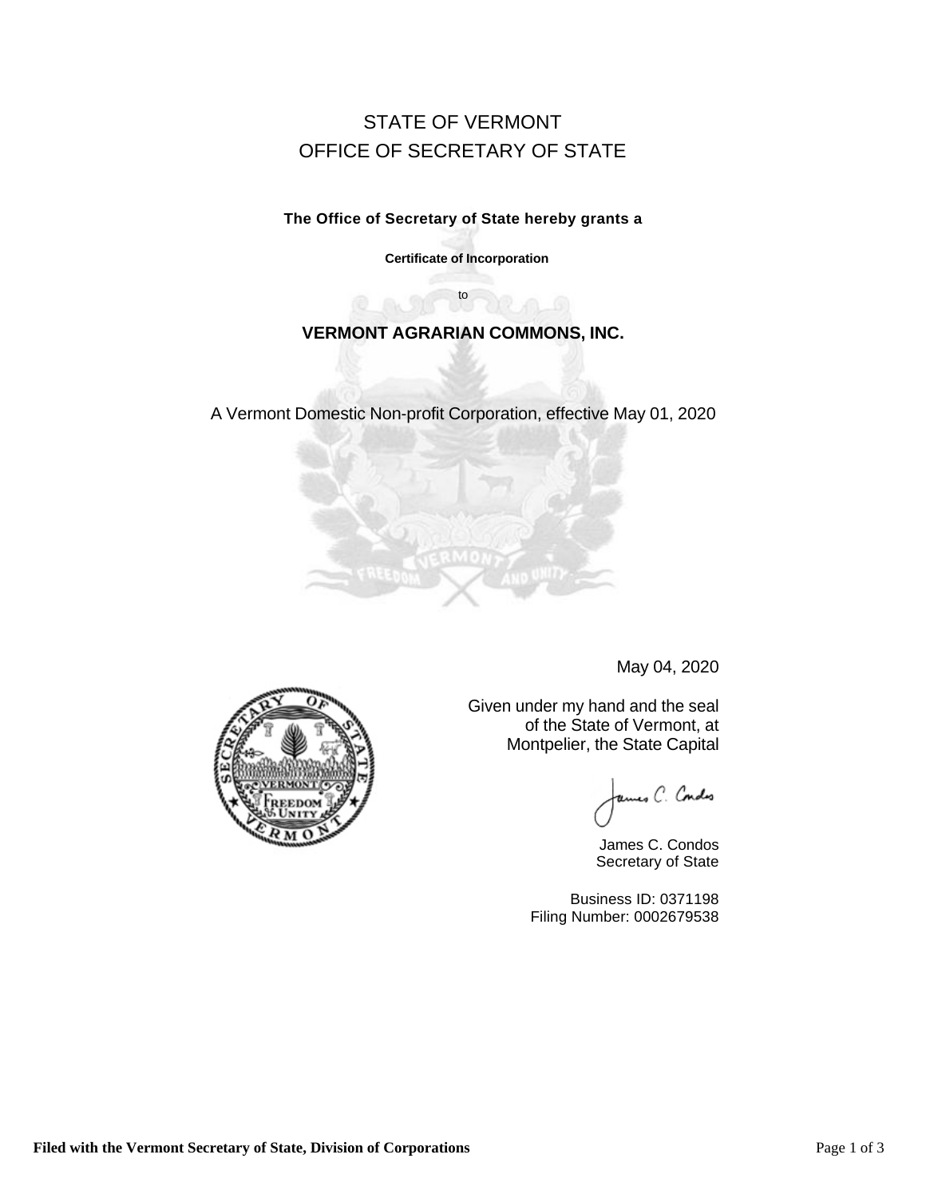# STATE OF VERMONT
# OFFICE OF SECRETARY OF STATE

**The Office of Secretary of State hereby grants a**

**Certificate of Incorporation**

to

## VERMONT AGRARIAN COMMONS, INC.

A Vermont Domestic Non-profit Corporation, effective May 01, 2020

May 04, 2020

Given under my hand and the seal of the State of Vermont, at Montpelier, the State Capital

James C. Condos
Secretary of State

Business ID: 0371198
Filing Number: 0002679538

**Filed with the Vermont Secretary of State, Division of Corporations**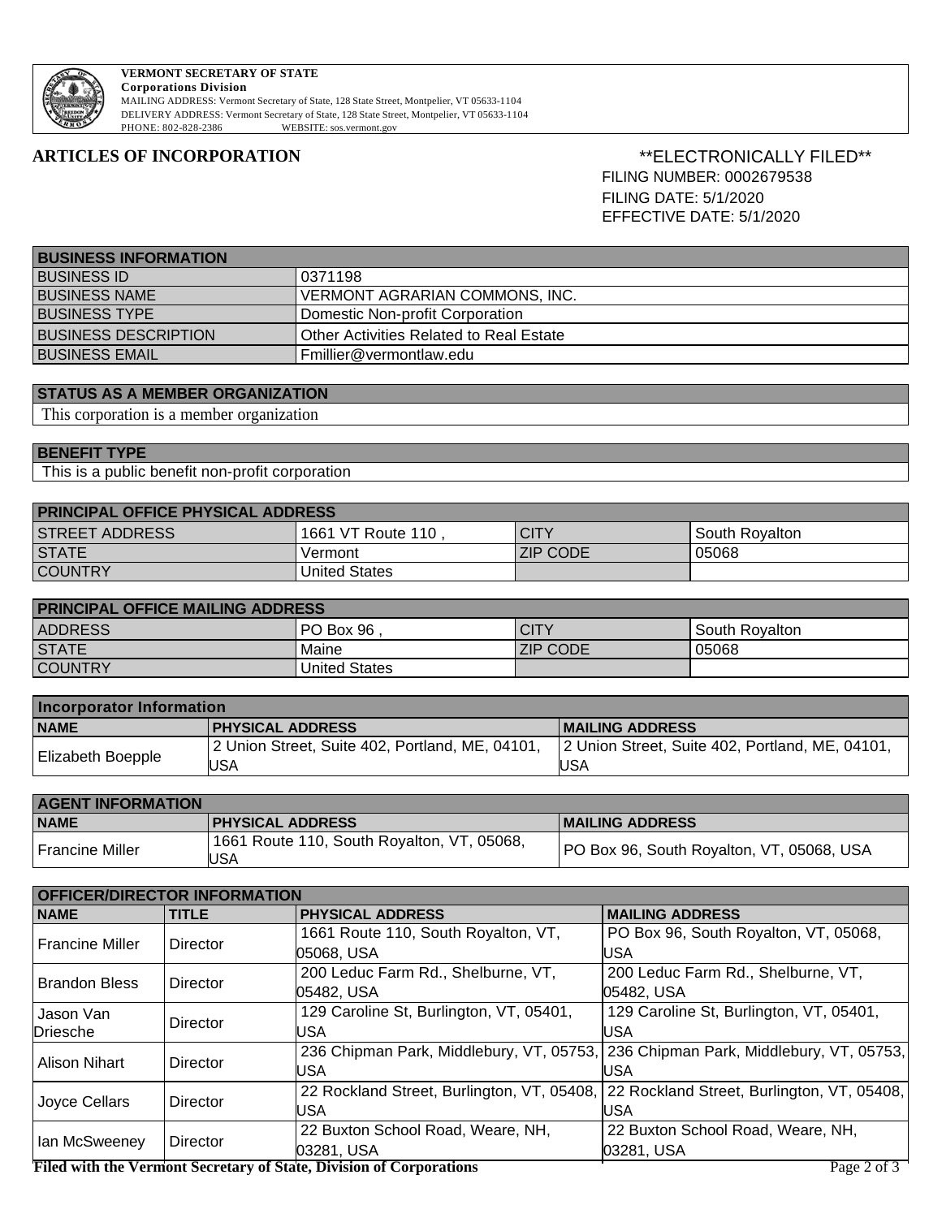**VERMONT SECRETARY OF STATE**
**Corporations Division**
MAILING ADDRESS: Vermont Secretary of State, 128 State Street, Montpelier, VT 05633-1104
DELIVERY ADDRESS: Vermont Secretary of State, 128 State Street, Montpelier, VT 05633-1104
PHONE: 802-828-2386 WEBSITE: sos.vermont.gov

# ARTICLES OF INCORPORATION

**ELECTRONICALLY FILED**
FILING NUMBER: 0002679538
FILING DATE: 5/1/2020
EFFECTIVE DATE: 5/1/2020

| BUSINESS INFORMATION | |
|---|---|
| BUSINESS ID | 0371198 |
| BUSINESS NAME | VERMONT AGRARIAN COMMONS, INC. |
| BUSINESS TYPE | Domestic Non-profit Corporation |
| BUSINESS DESCRIPTION | Other Activities Related to Real Estate |
| BUSINESS EMAIL | Fmillier@vermontlaw.edu |

| STATUS AS A MEMBER ORGANIZATION |
|---|
| This corporation is a member organization |

| BENEFIT TYPE |
|---|
| This is a public benefit non-profit corporation |

| PRINCIPAL OFFICE PHYSICAL ADDRESS | | | |
|---|---|---|---|
| STREET ADDRESS | 1661 VT Route 110 , | CITY | South Royalton |
| STATE | Vermont | ZIP CODE | 05068 |
| COUNTRY | United States | | |

| PRINCIPAL OFFICE MAILING ADDRESS | | | |
|---|---|---|---|
| ADDRESS | PO Box 96 , | CITY | South Royalton |
| STATE | Maine | ZIP CODE | 05068 |
| COUNTRY | United States | | |

| Incorporator Information | | |
|---|---|---|
| **NAME** | **PHYSICAL ADDRESS** | **MAILING ADDRESS** |
| Elizabeth Boepple | 2 Union Street, Suite 402, Portland, ME, 04101, USA | 2 Union Street, Suite 402, Portland, ME, 04101, USA |

| AGENT INFORMATION | | |
|---|---|---|
| **NAME** | **PHYSICAL ADDRESS** | **MAILING ADDRESS** |
| Francine Miller | 1661 Route 110, South Royalton, VT, 05068, USA | PO Box 96, South Royalton, VT, 05068, USA |

| OFFICER/DIRECTOR INFORMATION | | | |
|---|---|---|---|
| **NAME** | **TITLE** | **PHYSICAL ADDRESS** | **MAILING ADDRESS** |
| Francine Miller | Director | 1661 Route 110, South Royalton, VT, 05068, USA | PO Box 96, South Royalton, VT, 05068, USA |
| Brandon Bless | Director | 200 Leduc Farm Rd., Shelburne, VT, 05482, USA | 200 Leduc Farm Rd., Shelburne, VT, 05482, USA |
| Jason Van Driesche | Director | 129 Caroline St, Burlington, VT, 05401, USA | 129 Caroline St, Burlington, VT, 05401, USA |
| Alison Nihart | Director | 236 Chipman Park, Middlebury, VT, 05753, USA | 236 Chipman Park, Middlebury, VT, 05753, USA |
| Joyce Cellars | Director | 22 Rockland Street, Burlington, VT, 05408, USA | 22 Rockland Street, Burlington, VT, 05408, USA |
| Ian McSweeney | Director | 22 Buxton School Road, Weare, NH, 03281, USA | 22 Buxton School Road, Weare, NH, 03281, USA |

**Filed with the Vermont Secretary of State, Division of Corporations**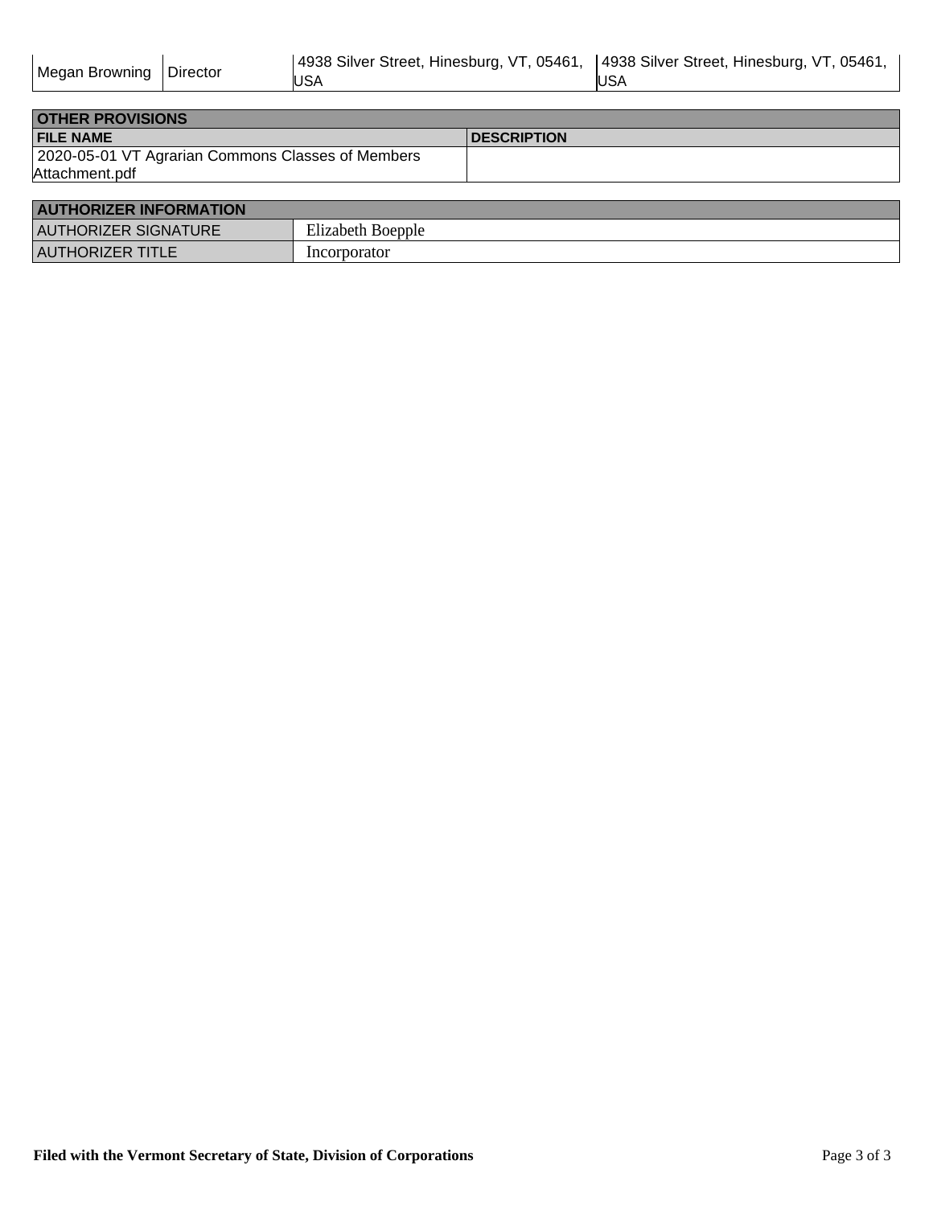| Megan Browning | Director | 4938 Silver Street, Hinesburg, VT, 05461, USA | 4938 Silver Street, Hinesburg, VT, 05461, USA |
|---|---|---|---|

| OTHER PROVISIONS | |
|---|---|
| **FILE NAME** | **DESCRIPTION** |
| 2020-05-01 VT Agrarian Commons Classes of Members Attachment.pdf | |

| AUTHORIZER INFORMATION | |
|---|---|
| AUTHORIZER SIGNATURE | Elizabeth Boepple |
| AUTHORIZER TITLE | Incorporator |

**Filed with the Vermont Secretary of State, Division of Corporations**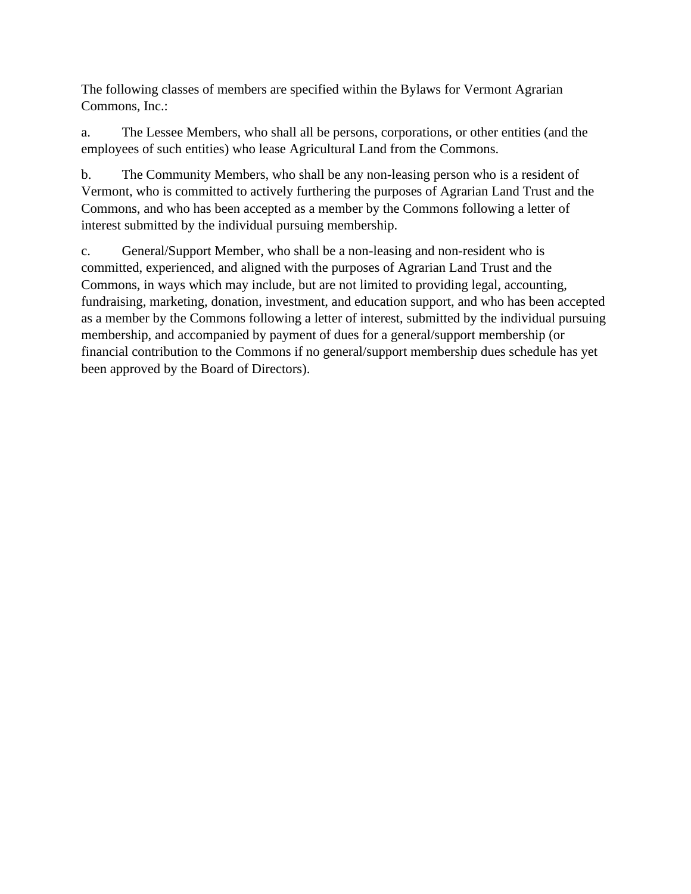The following classes of members are specified within the Bylaws for Vermont Agrarian Commons, Inc.:

a. The Lessee Members, who shall all be persons, corporations, or other entities (and the employees of such entities) who lease Agricultural Land from the Commons.

b. The Community Members, who shall be any non-leasing person who is a resident of Vermont, who is committed to actively furthering the purposes of Agrarian Land Trust and the Commons, and who has been accepted as a member by the Commons following a letter of interest submitted by the individual pursuing membership.

c. General/Support Member, who shall be a non-leasing and non-resident who is committed, experienced, and aligned with the purposes of Agrarian Land Trust and the Commons, in ways which may include, but are not limited to providing legal, accounting, fundraising, marketing, donation, investment, and education support, and who has been accepted as a member by the Commons following a letter of interest, submitted by the individual pursuing membership, and accompanied by payment of dues for a general/support membership (or financial contribution to the Commons if no general/support membership dues schedule has yet been approved by the Board of Directors).